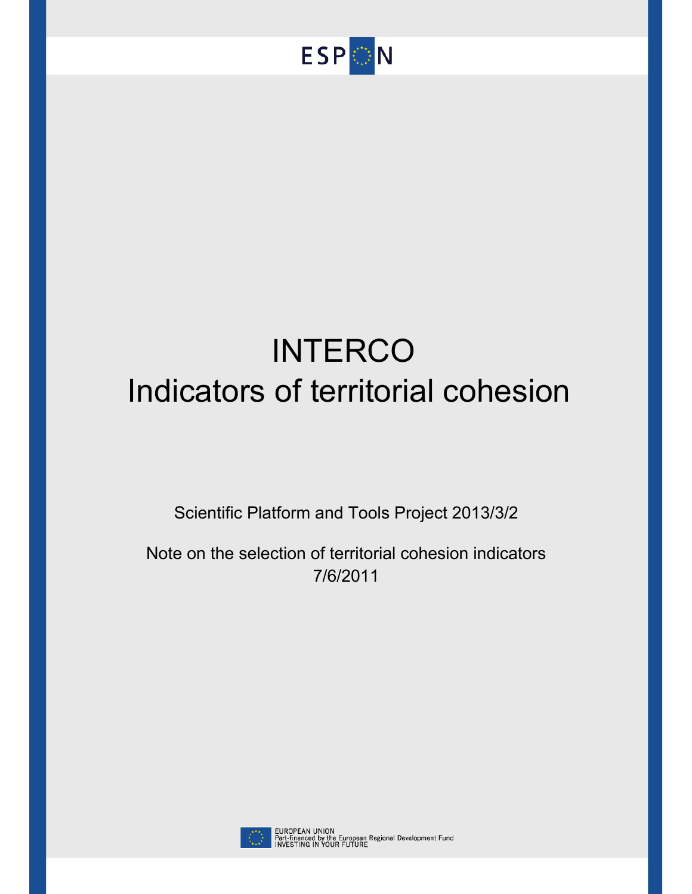ESPON

# INTERCO
# Indicators of territorial cohesion

Scientific Platform and Tools Project 2013/3/2

Note on the selection of territorial cohesion indicators
7/6/2011

EUROPEAN UNION
Part-financed by the European Regional Development Fund
INVESTING IN YOUR FUTURE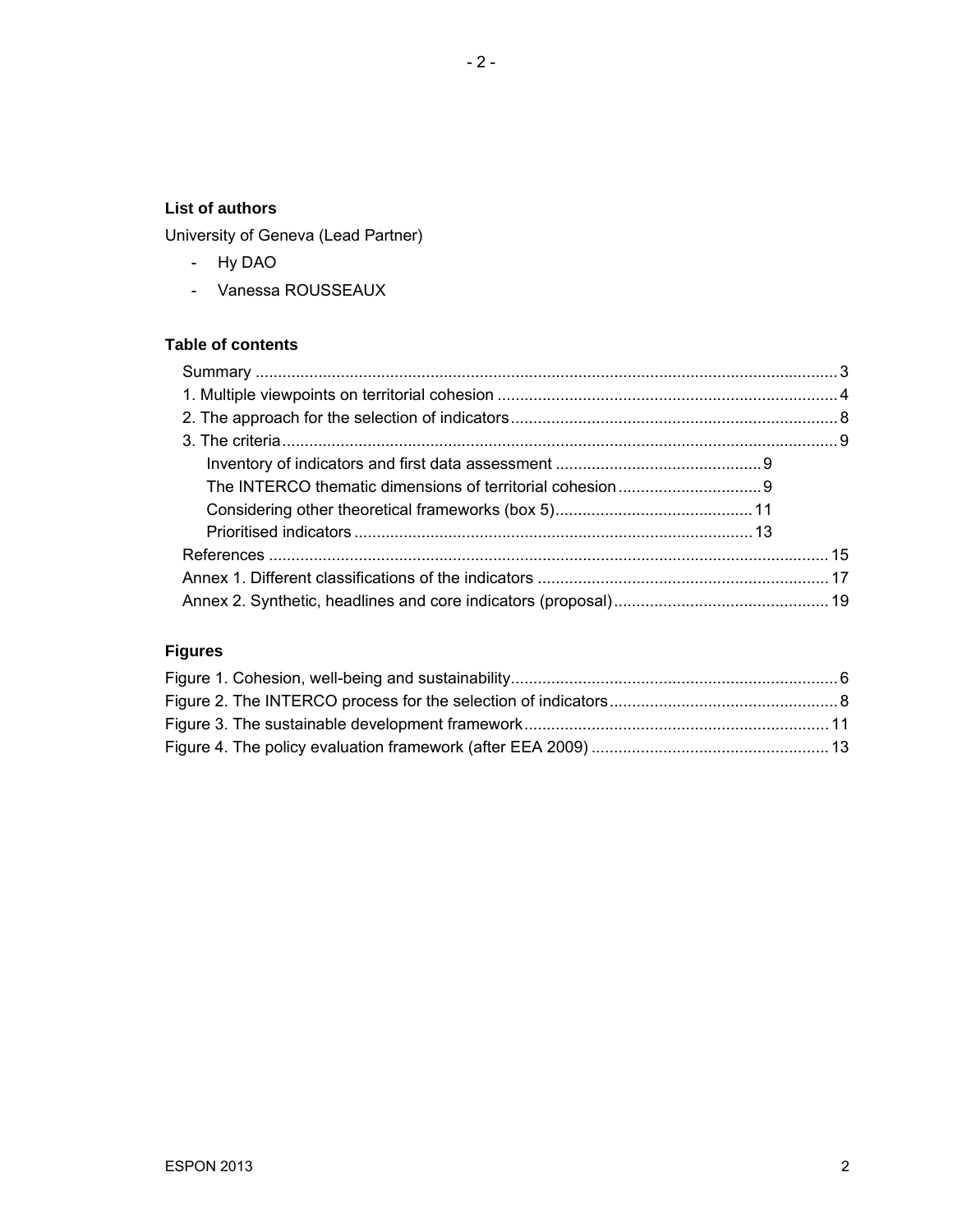**List of authors**

University of Geneva (Lead Partner)

- Hy DAO
- Vanessa ROUSSEAUX

**Table of contents**

Summary ..... 3
1. Multiple viewpoints on territorial cohesion ..... 4
2. The approach for the selection of indicators ..... 8
3. The criteria ..... 9
    - Inventory of indicators and first data assessment ..... 9
    - The INTERCO thematic dimensions of territorial cohesion ..... 9
    - Considering other theoretical frameworks (box 5) ..... 11
    - Prioritised indicators ..... 13

References ..... 15
Annex 1. Different classifications of the indicators ..... 17
Annex 2. Synthetic, headlines and core indicators (proposal) ..... 19

**Figures**

Figure 1. Cohesion, well-being and sustainability ..... 6
Figure 2. The INTERCO process for the selection of indicators ..... 8
Figure 3. The sustainable development framework ..... 11
Figure 4. The policy evaluation framework (after EEA 2009) ..... 13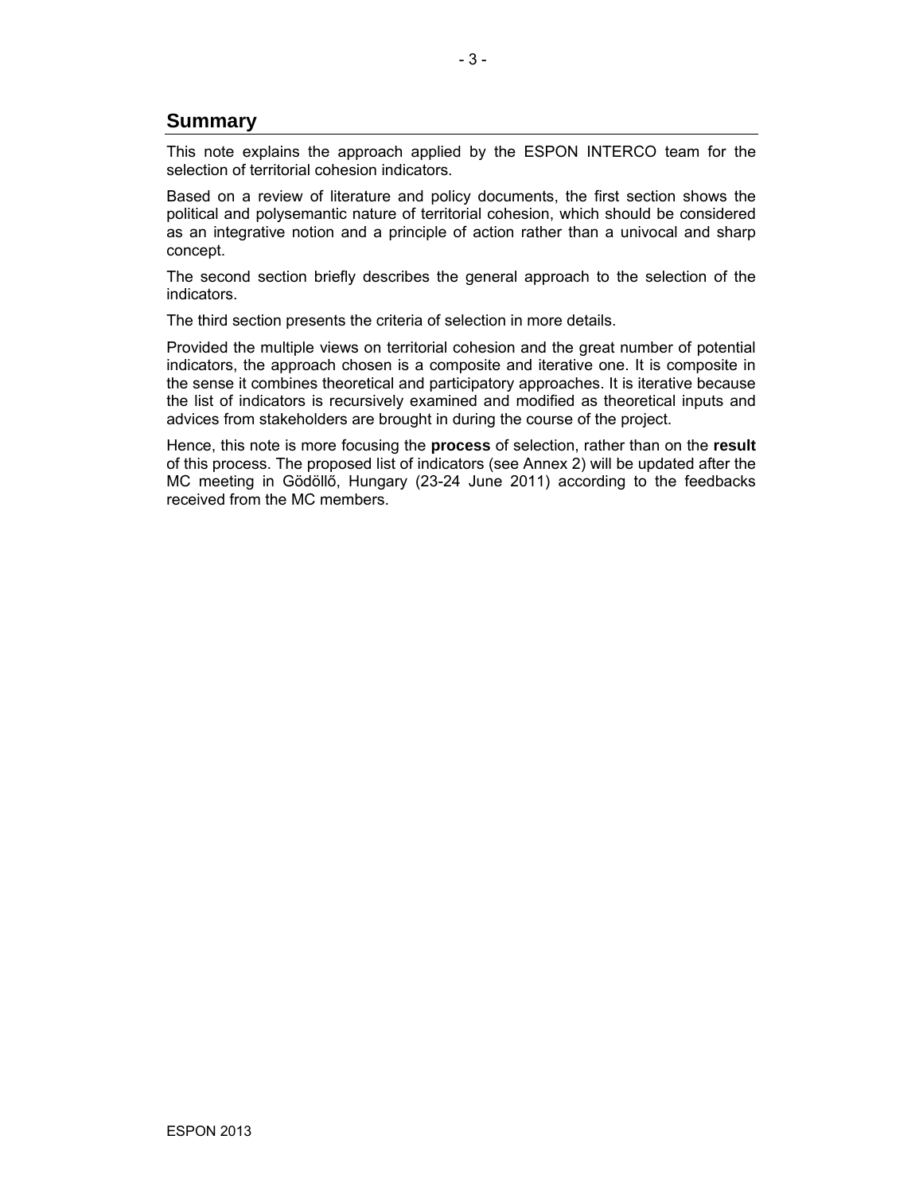## Summary

This note explains the approach applied by the ESPON INTERCO team for the selection of territorial cohesion indicators.

Based on a review of literature and policy documents, the first section shows the political and polysemantic nature of territorial cohesion, which should be considered as an integrative notion and a principle of action rather than a univocal and sharp concept.

The second section briefly describes the general approach to the selection of the indicators.

The third section presents the criteria of selection in more details.

Provided the multiple views on territorial cohesion and the great number of potential indicators, the approach chosen is a composite and iterative one. It is composite in the sense it combines theoretical and participatory approaches. It is iterative because the list of indicators is recursively examined and modified as theoretical inputs and advices from stakeholders are brought in during the course of the project.

Hence, this note is more focusing the **process** of selection, rather than on the **result** of this process. The proposed list of indicators (see Annex 2) will be updated after the MC meeting in Gödöllő, Hungary (23-24 June 2011) according to the feedbacks received from the MC members.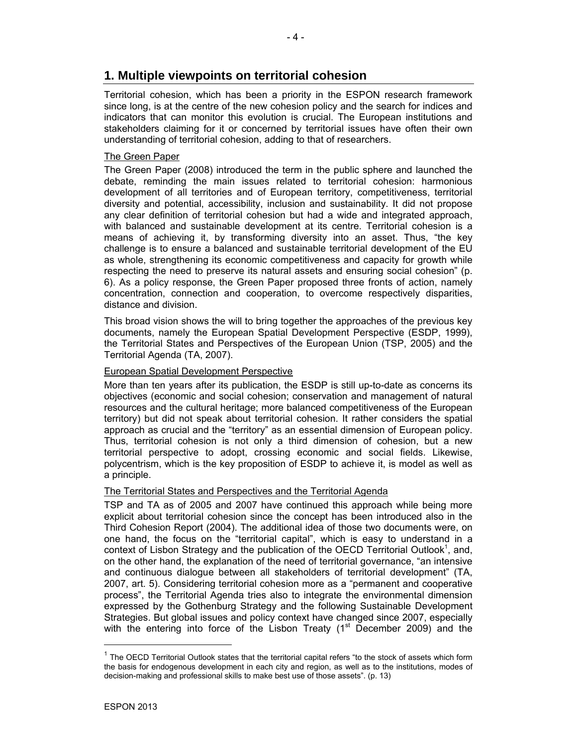# 1. Multiple viewpoints on territorial cohesion

Territorial cohesion, which has been a priority in the ESPON research framework since long, is at the centre of the new cohesion policy and the search for indices and indicators that can monitor this evolution is crucial. The European institutions and stakeholders claiming for it or concerned by territorial issues have often their own understanding of territorial cohesion, adding to that of researchers.

The Green Paper

The Green Paper (2008) introduced the term in the public sphere and launched the debate, reminding the main issues related to territorial cohesion: harmonious development of all territories and of European territory, competitiveness, territorial diversity and potential, accessibility, inclusion and sustainability. It did not propose any clear definition of territorial cohesion but had a wide and integrated approach, with balanced and sustainable development at its centre. Territorial cohesion is a means of achieving it, by transforming diversity into an asset. Thus, "the key challenge is to ensure a balanced and sustainable territorial development of the EU as whole, strengthening its economic competitiveness and capacity for growth while respecting the need to preserve its natural assets and ensuring social cohesion" (p. 6). As a policy response, the Green Paper proposed three fronts of action, namely concentration, connection and cooperation, to overcome respectively disparities, distance and division.

This broad vision shows the will to bring together the approaches of the previous key documents, namely the European Spatial Development Perspective (ESDP, 1999), the Territorial States and Perspectives of the European Union (TSP, 2005) and the Territorial Agenda (TA, 2007).

European Spatial Development Perspective

More than ten years after its publication, the ESDP is still up-to-date as concerns its objectives (economic and social cohesion; conservation and management of natural resources and the cultural heritage; more balanced competitiveness of the European territory) but did not speak about territorial cohesion. It rather considers the spatial approach as crucial and the "territory" as an essential dimension of European policy. Thus, territorial cohesion is not only a third dimension of cohesion, but a new territorial perspective to adopt, crossing economic and social fields. Likewise, polycentrism, which is the key proposition of ESDP to achieve it, is model as well as a principle.

The Territorial States and Perspectives and the Territorial Agenda

TSP and TA as of 2005 and 2007 have continued this approach while being more explicit about territorial cohesion since the concept has been introduced also in the Third Cohesion Report (2004). The additional idea of those two documents were, on one hand, the focus on the "territorial capital", which is easy to understand in a context of Lisbon Strategy and the publication of the OECD Territorial Outlook[1], and, on the other hand, the explanation of the need of territorial governance, "an intensive and continuous dialogue between all stakeholders of territorial development" (TA, 2007, art. 5). Considering territorial cohesion more as a "permanent and cooperative process", the Territorial Agenda tries also to integrate the environmental dimension expressed by the Gothenburg Strategy and the following Sustainable Development Strategies. But global issues and policy context have changed since 2007, especially with the entering into force of the Lisbon Treaty (1st December 2009) and the

[1] The OECD Territorial Outlook states that the territorial capital refers "to the stock of assets which form the basis for endogenous development in each city and region, as well as to the institutions, modes of decision-making and professional skills to make best use of those assets". (p. 13)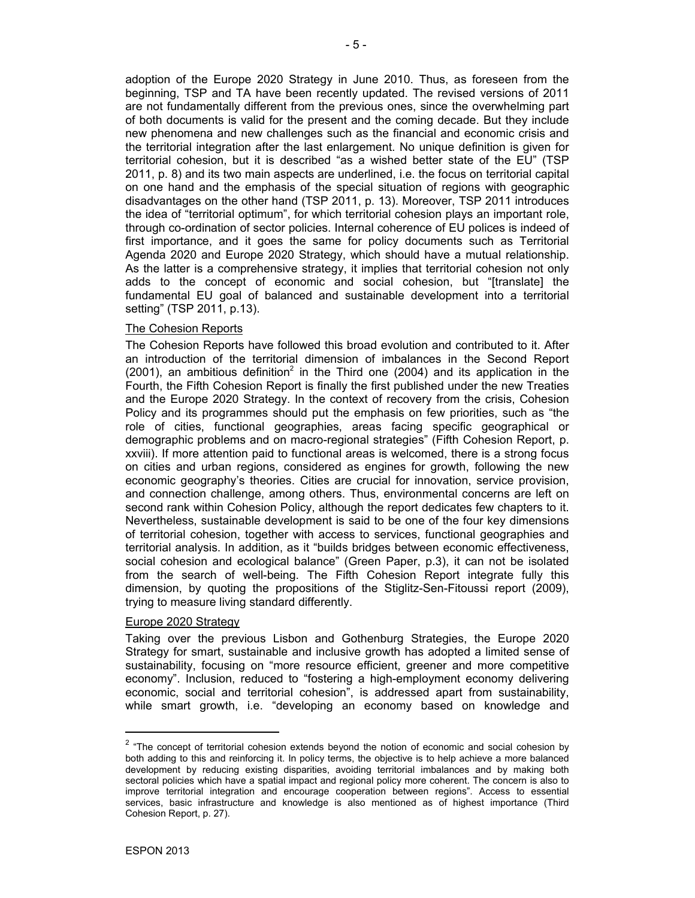adoption of the Europe 2020 Strategy in June 2010. Thus, as foreseen from the beginning, TSP and TA have been recently updated. The revised versions of 2011 are not fundamentally different from the previous ones, since the overwhelming part of both documents is valid for the present and the coming decade. But they include new phenomena and new challenges such as the financial and economic crisis and the territorial integration after the last enlargement. No unique definition is given for territorial cohesion, but it is described "as a wished better state of the EU" (TSP 2011, p. 8) and its two main aspects are underlined, i.e. the focus on territorial capital on one hand and the emphasis of the special situation of regions with geographic disadvantages on the other hand (TSP 2011, p. 13). Moreover, TSP 2011 introduces the idea of "territorial optimum", for which territorial cohesion plays an important role, through co-ordination of sector policies. Internal coherence of EU polices is indeed of first importance, and it goes the same for policy documents such as Territorial Agenda 2020 and Europe 2020 Strategy, which should have a mutual relationship. As the latter is a comprehensive strategy, it implies that territorial cohesion not only adds to the concept of economic and social cohesion, but "[translate] the fundamental EU goal of balanced and sustainable development into a territorial setting" (TSP 2011, p.13).

### The Cohesion Reports

The Cohesion Reports have followed this broad evolution and contributed to it. After an introduction of the territorial dimension of imbalances in the Second Report (2001), an ambitious definition[2] in the Third one (2004) and its application in the Fourth, the Fifth Cohesion Report is finally the first published under the new Treaties and the Europe 2020 Strategy. In the context of recovery from the crisis, Cohesion Policy and its programmes should put the emphasis on few priorities, such as "the role of cities, functional geographies, areas facing specific geographical or demographic problems and on macro-regional strategies" (Fifth Cohesion Report, p. xxviii). If more attention paid to functional areas is welcomed, there is a strong focus on cities and urban regions, considered as engines for growth, following the new economic geography's theories. Cities are crucial for innovation, service provision, and connection challenge, among others. Thus, environmental concerns are left on second rank within Cohesion Policy, although the report dedicates few chapters to it. Nevertheless, sustainable development is said to be one of the four key dimensions of territorial cohesion, together with access to services, functional geographies and territorial analysis. In addition, as it "builds bridges between economic effectiveness, social cohesion and ecological balance" (Green Paper, p.3), it can not be isolated from the search of well-being. The Fifth Cohesion Report integrate fully this dimension, by quoting the propositions of the Stiglitz-Sen-Fitoussi report (2009), trying to measure living standard differently.

### Europe 2020 Strategy

Taking over the previous Lisbon and Gothenburg Strategies, the Europe 2020 Strategy for smart, sustainable and inclusive growth has adopted a limited sense of sustainability, focusing on "more resource efficient, greener and more competitive economy". Inclusion, reduced to "fostering a high-employment economy delivering economic, social and territorial cohesion", is addressed apart from sustainability, while smart growth, i.e. "developing an economy based on knowledge and

---

[2] "The concept of territorial cohesion extends beyond the notion of economic and social cohesion by both adding to this and reinforcing it. In policy terms, the objective is to help achieve a more balanced development by reducing existing disparities, avoiding territorial imbalances and by making both sectoral policies which have a spatial impact and regional policy more coherent. The concern is also to improve territorial integration and encourage cooperation between regions". Access to essential services, basic infrastructure and knowledge is also mentioned as of highest importance (Third Cohesion Report, p. 27).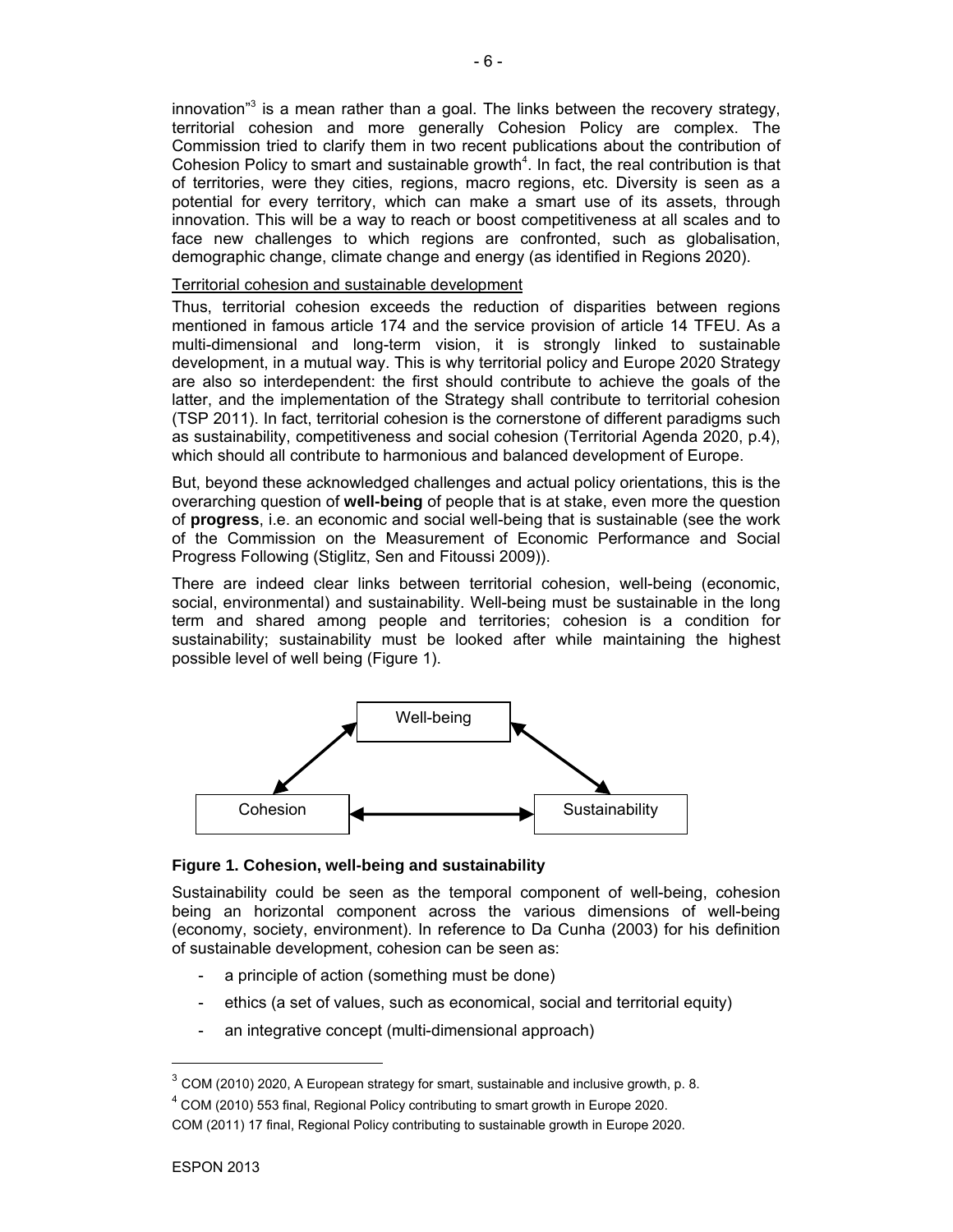innovation"[3] is a mean rather than a goal. The links between the recovery strategy, territorial cohesion and more generally Cohesion Policy are complex. The Commission tried to clarify them in two recent publications about the contribution of Cohesion Policy to smart and sustainable growth[4]. In fact, the real contribution is that of territories, were they cities, regions, macro regions, etc. Diversity is seen as a potential for every territory, which can make a smart use of its assets, through innovation. This will be a way to reach or boost competitiveness at all scales and to face new challenges to which regions are confronted, such as globalisation, demographic change, climate change and energy (as identified in Regions 2020).

Territorial cohesion and sustainable development

Thus, territorial cohesion exceeds the reduction of disparities between regions mentioned in famous article 174 and the service provision of article 14 TFEU. As a multi-dimensional and long-term vision, it is strongly linked to sustainable development, in a mutual way. This is why territorial policy and Europe 2020 Strategy are also so interdependent: the first should contribute to achieve the goals of the latter, and the implementation of the Strategy shall contribute to territorial cohesion (TSP 2011). In fact, territorial cohesion is the cornerstone of different paradigms such as sustainability, competitiveness and social cohesion (Territorial Agenda 2020, p.4), which should all contribute to harmonious and balanced development of Europe.

But, beyond these acknowledged challenges and actual policy orientations, this is the overarching question of **well-being** of people that is at stake, even more the question of **progress**, i.e. an economic and social well-being that is sustainable (see the work of the Commission on the Measurement of Economic Performance and Social Progress Following (Stiglitz, Sen and Fitoussi 2009)).

There are indeed clear links between territorial cohesion, well-being (economic, social, environmental) and sustainability. Well-being must be sustainable in the long term and shared among people and territories; cohesion is a condition for sustainability; sustainability must be looked after while maintaining the highest possible level of well being (Figure 1).

Well-being

Cohesion ⟷ Sustainability

**Figure 1. Cohesion, well-being and sustainability**

Sustainability could be seen as the temporal component of well-being, cohesion being an horizontal component across the various dimensions of well-being (economy, society, environment). In reference to Da Cunha (2003) for his definition of sustainable development, cohesion can be seen as:

- a principle of action (something must be done)
- ethics (a set of values, such as economical, social and territorial equity)
- an integrative concept (multi-dimensional approach)

---

[3] COM (2010) 2020, A European strategy for smart, sustainable and inclusive growth, p. 8.

[4] COM (2010) 553 final, Regional Policy contributing to smart growth in Europe 2020.

COM (2011) 17 final, Regional Policy contributing to sustainable growth in Europe 2020.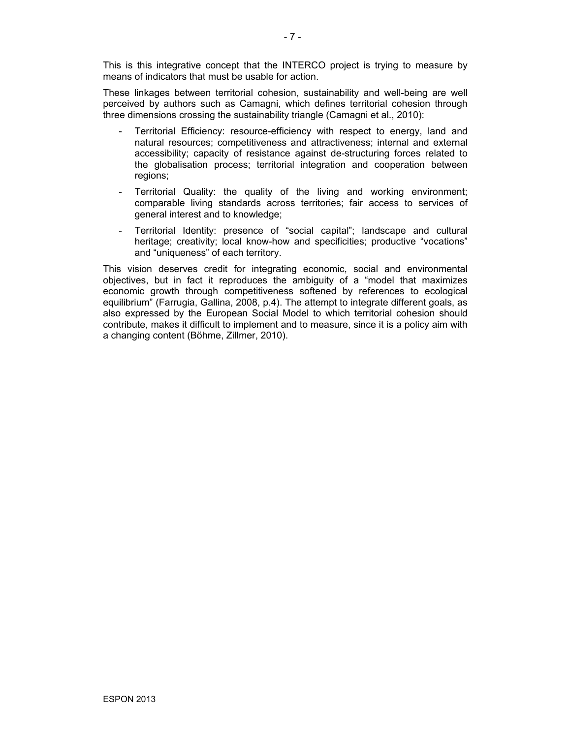This is this integrative concept that the INTERCO project is trying to measure by means of indicators that must be usable for action.

These linkages between territorial cohesion, sustainability and well-being are well perceived by authors such as Camagni, which defines territorial cohesion through three dimensions crossing the sustainability triangle (Camagni et al., 2010):

- Territorial Efficiency: resource-efficiency with respect to energy, land and natural resources; competitiveness and attractiveness; internal and external accessibility; capacity of resistance against de-structuring forces related to the globalisation process; territorial integration and cooperation between regions;
- Territorial Quality: the quality of the living and working environment; comparable living standards across territories; fair access to services of general interest and to knowledge;
- Territorial Identity: presence of "social capital"; landscape and cultural heritage; creativity; local know-how and specificities; productive "vocations" and "uniqueness" of each territory.

This vision deserves credit for integrating economic, social and environmental objectives, but in fact it reproduces the ambiguity of a "model that maximizes economic growth through competitiveness softened by references to ecological equilibrium" (Farrugia, Gallina, 2008, p.4). The attempt to integrate different goals, as also expressed by the European Social Model to which territorial cohesion should contribute, makes it difficult to implement and to measure, since it is a policy aim with a changing content (Böhme, Zillmer, 2010).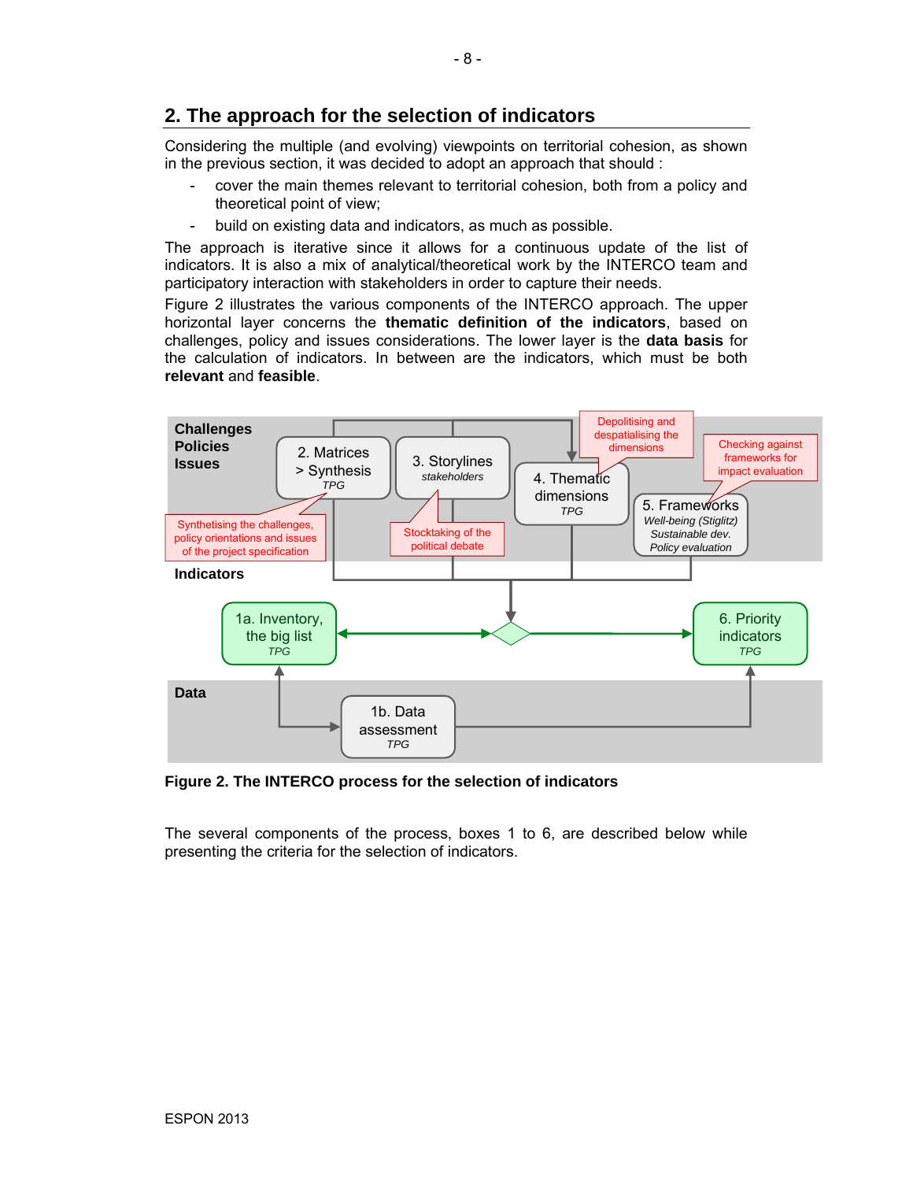## 2. The approach for the selection of indicators

Considering the multiple (and evolving) viewpoints on territorial cohesion, as shown in the previous section, it was decided to adopt an approach that should :

- cover the main themes relevant to territorial cohesion, both from a policy and theoretical point of view;
- build on existing data and indicators, as much as possible.

The approach is iterative since it allows for a continuous update of the list of indicators. It is also a mix of analytical/theoretical work by the INTERCO team and participatory interaction with stakeholders in order to capture their needs.

Figure 2 illustrates the various components of the INTERCO approach. The upper horizontal layer concerns the **thematic definition of the indicators**, based on challenges, policy and issues considerations. The lower layer is the **data basis** for the calculation of indicators. In between are the indicators, which must be both **relevant** and **feasible**.

**Figure 2. The INTERCO process for the selection of indicators**

The several components of the process, boxes 1 to 6, are described below while presenting the criteria for the selection of indicators.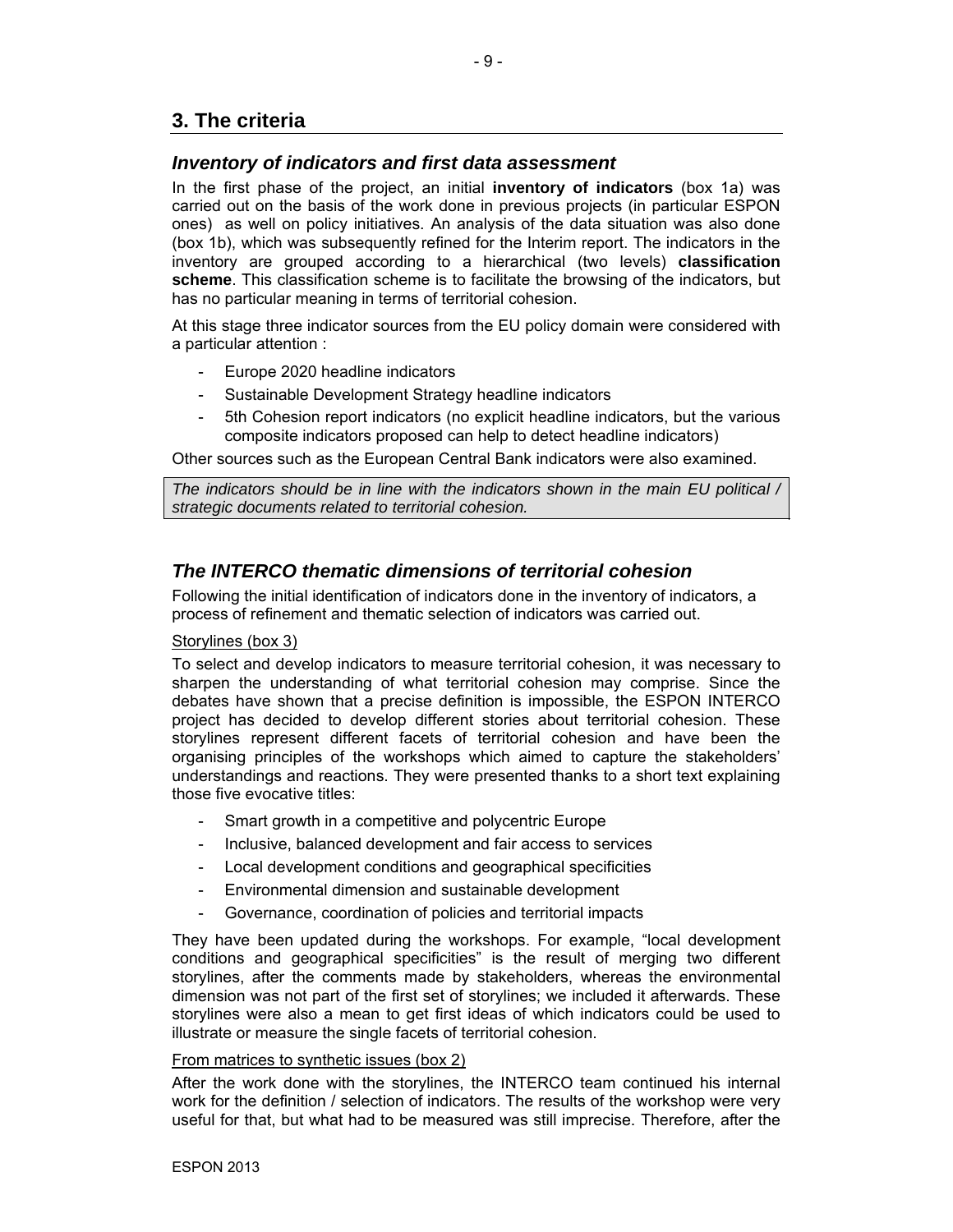## 3. The criteria

### *Inventory of indicators and first data assessment*

In the first phase of the project, an initial **inventory of indicators** (box 1a) was carried out on the basis of the work done in previous projects (in particular ESPON ones) as well on policy initiatives. An analysis of the data situation was also done (box 1b), which was subsequently refined for the Interim report. The indicators in the inventory are grouped according to a hierarchical (two levels) **classification scheme**. This classification scheme is to facilitate the browsing of the indicators, but has no particular meaning in terms of territorial cohesion.

At this stage three indicator sources from the EU policy domain were considered with a particular attention :

- Europe 2020 headline indicators
- Sustainable Development Strategy headline indicators
- 5th Cohesion report indicators (no explicit headline indicators, but the various composite indicators proposed can help to detect headline indicators)

Other sources such as the European Central Bank indicators were also examined.

*The indicators should be in line with the indicators shown in the main EU political / strategic documents related to territorial cohesion.*

### *The INTERCO thematic dimensions of territorial cohesion*

Following the initial identification of indicators done in the inventory of indicators, a process of refinement and thematic selection of indicators was carried out.

Storylines (box 3)

To select and develop indicators to measure territorial cohesion, it was necessary to sharpen the understanding of what territorial cohesion may comprise. Since the debates have shown that a precise definition is impossible, the ESPON INTERCO project has decided to develop different stories about territorial cohesion. These storylines represent different facets of territorial cohesion and have been the organising principles of the workshops which aimed to capture the stakeholders' understandings and reactions. They were presented thanks to a short text explaining those five evocative titles:

- Smart growth in a competitive and polycentric Europe
- Inclusive, balanced development and fair access to services
- Local development conditions and geographical specificities
- Environmental dimension and sustainable development
- Governance, coordination of policies and territorial impacts

They have been updated during the workshops. For example, "local development conditions and geographical specificities" is the result of merging two different storylines, after the comments made by stakeholders, whereas the environmental dimension was not part of the first set of storylines; we included it afterwards. These storylines were also a mean to get first ideas of which indicators could be used to illustrate or measure the single facets of territorial cohesion.

From matrices to synthetic issues (box 2)

After the work done with the storylines, the INTERCO team continued his internal work for the definition / selection of indicators. The results of the workshop were very useful for that, but what had to be measured was still imprecise. Therefore, after the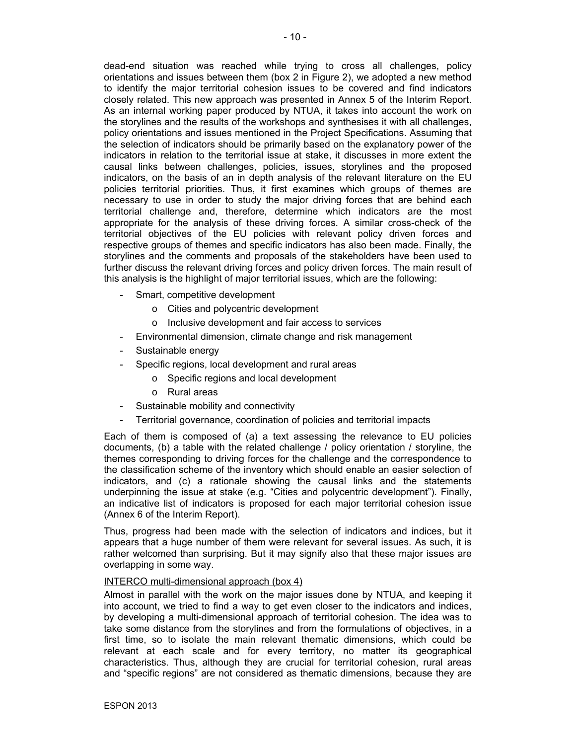dead-end situation was reached while trying to cross all challenges, policy orientations and issues between them (box 2 in Figure 2), we adopted a new method to identify the major territorial cohesion issues to be covered and find indicators closely related. This new approach was presented in Annex 5 of the Interim Report. As an internal working paper produced by NTUA, it takes into account the work on the storylines and the results of the workshops and synthesises it with all challenges, policy orientations and issues mentioned in the Project Specifications. Assuming that the selection of indicators should be primarily based on the explanatory power of the indicators in relation to the territorial issue at stake, it discusses in more extent the causal links between challenges, policies, issues, storylines and the proposed indicators, on the basis of an in depth analysis of the relevant literature on the EU policies territorial priorities. Thus, it first examines which groups of themes are necessary to use in order to study the major driving forces that are behind each territorial challenge and, therefore, determine which indicators are the most appropriate for the analysis of these driving forces. A similar cross-check of the territorial objectives of the EU policies with relevant policy driven forces and respective groups of themes and specific indicators has also been made. Finally, the storylines and the comments and proposals of the stakeholders have been used to further discuss the relevant driving forces and policy driven forces. The main result of this analysis is the highlight of major territorial issues, which are the following:

- Smart, competitive development
  - Cities and polycentric development
  - Inclusive development and fair access to services
- Environmental dimension, climate change and risk management
- Sustainable energy
- Specific regions, local development and rural areas
  - Specific regions and local development
  - Rural areas
- Sustainable mobility and connectivity
- Territorial governance, coordination of policies and territorial impacts

Each of them is composed of (a) a text assessing the relevance to EU policies documents, (b) a table with the related challenge / policy orientation / storyline, the themes corresponding to driving forces for the challenge and the correspondence to the classification scheme of the inventory which should enable an easier selection of indicators, and (c) a rationale showing the causal links and the statements underpinning the issue at stake (e.g. "Cities and polycentric development"). Finally, an indicative list of indicators is proposed for each major territorial cohesion issue (Annex 6 of the Interim Report).

Thus, progress had been made with the selection of indicators and indices, but it appears that a huge number of them were relevant for several issues. As such, it is rather welcomed than surprising. But it may signify also that these major issues are overlapping in some way.

<u>INTERCO multi-dimensional approach (box 4)</u>

Almost in parallel with the work on the major issues done by NTUA, and keeping it into account, we tried to find a way to get even closer to the indicators and indices, by developing a multi-dimensional approach of territorial cohesion. The idea was to take some distance from the storylines and from the formulations of objectives, in a first time, so to isolate the main relevant thematic dimensions, which could be relevant at each scale and for every territory, no matter its geographical characteristics. Thus, although they are crucial for territorial cohesion, rural areas and "specific regions" are not considered as thematic dimensions, because they are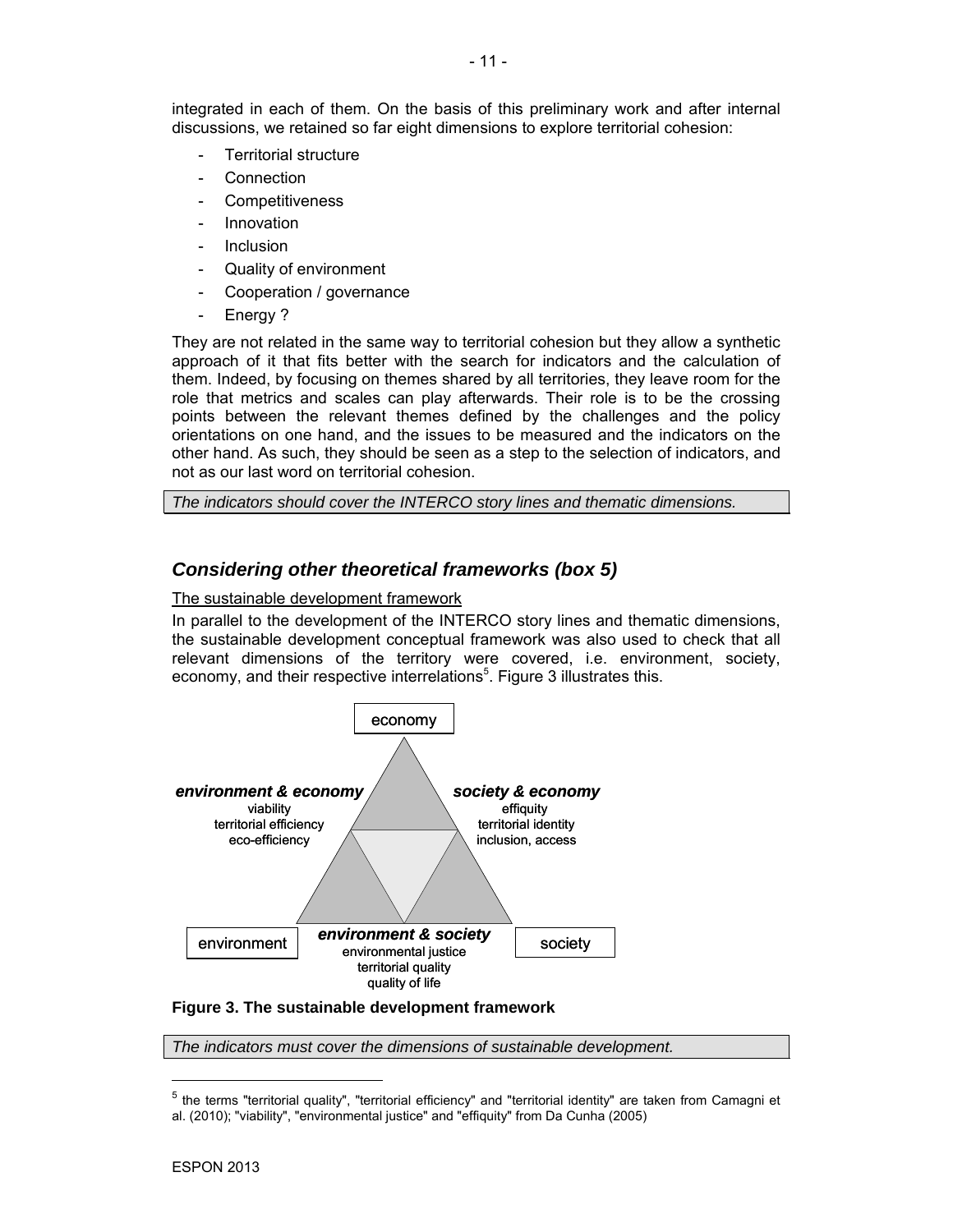integrated in each of them. On the basis of this preliminary work and after internal discussions, we retained so far eight dimensions to explore territorial cohesion:

- Territorial structure
- Connection
- Competitiveness
- Innovation
- Inclusion
- Quality of environment
- Cooperation / governance
- Energy ?

They are not related in the same way to territorial cohesion but they allow a synthetic approach of it that fits better with the search for indicators and the calculation of them. Indeed, by focusing on themes shared by all territories, they leave room for the role that metrics and scales can play afterwards. Their role is to be the crossing points between the relevant themes defined by the challenges and the policy orientations on one hand, and the issues to be measured and the indicators on the other hand. As such, they should be seen as a step to the selection of indicators, and not as our last word on territorial cohesion.

*The indicators should cover the INTERCO story lines and thematic dimensions.*

## *Considering other theoretical frameworks (box 5)*

The sustainable development framework

In parallel to the development of the INTERCO story lines and thematic dimensions, the sustainable development conceptual framework was also used to check that all relevant dimensions of the territory were covered, i.e. environment, society, economy, and their respective interrelations[5]. Figure 3 illustrates this.

economy

***environment & economy***
viability
territorial efficiency
eco-efficiency

***society & economy***
effiquity
territorial identity
inclusion, access

environment

***environment & society***
environmental justice
territorial quality
quality of life

society

**Figure 3. The sustainable development framework**

*The indicators must cover the dimensions of sustainable development.*

[5] the terms "territorial quality", "territorial efficiency" and "territorial identity" are taken from Camagni et al. (2010); "viability", "environmental justice" and "effiquity" from Da Cunha (2005)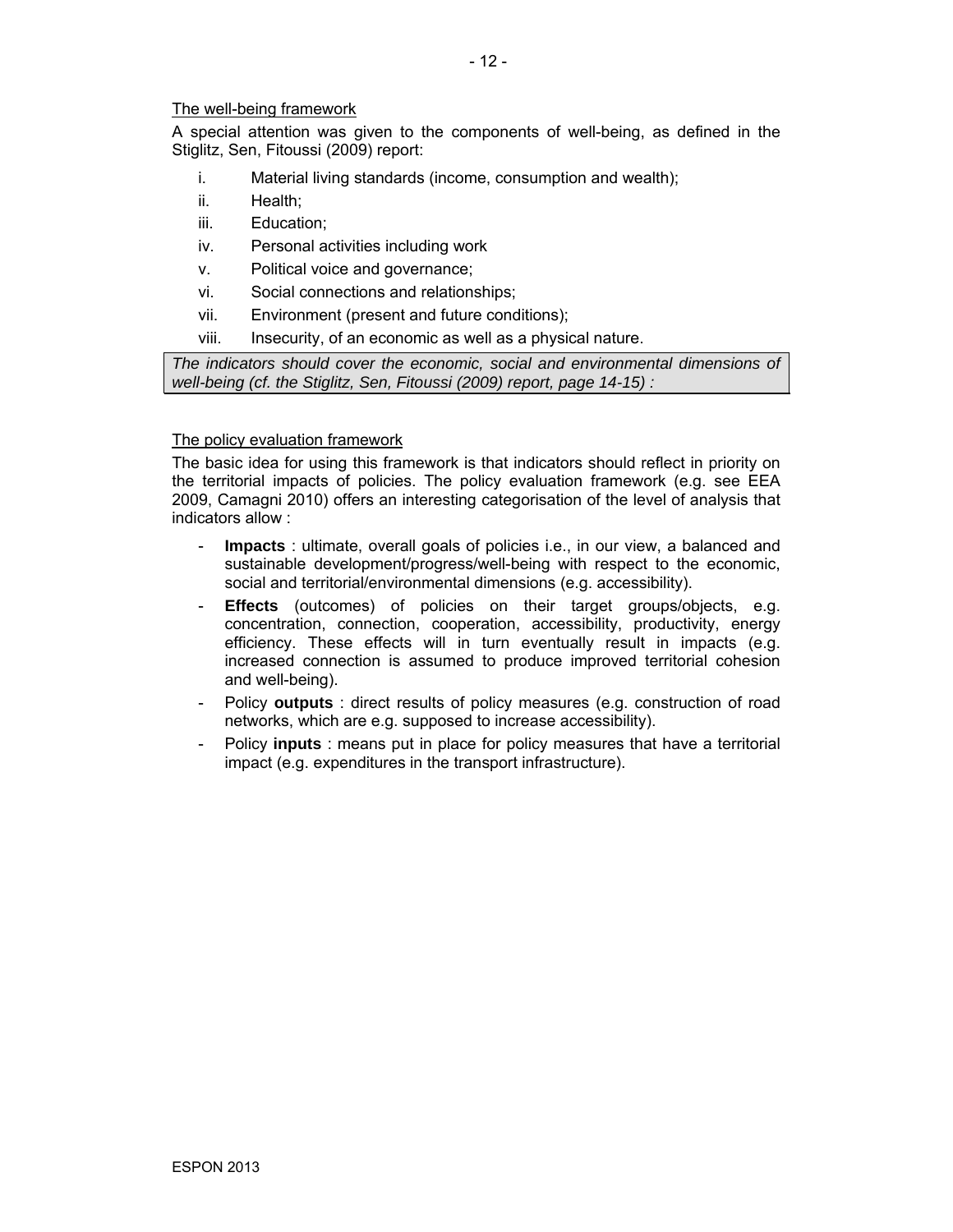<u>The well-being framework</u>

A special attention was given to the components of well-being, as defined in the Stiglitz, Sen, Fitoussi (2009) report:

i. Material living standards (income, consumption and wealth);
ii. Health;
iii. Education;
iv. Personal activities including work
v. Political voice and governance;
vi. Social connections and relationships;
vii. Environment (present and future conditions);
viii. Insecurity, of an economic as well as a physical nature.

*The indicators should cover the economic, social and environmental dimensions of well-being (cf. the Stiglitz, Sen, Fitoussi (2009) report, page 14-15) :*

<u>The policy evaluation framework</u>

The basic idea for using this framework is that indicators should reflect in priority on the territorial impacts of policies. The policy evaluation framework (e.g. see EEA 2009, Camagni 2010) offers an interesting categorisation of the level of analysis that indicators allow :

- **Impacts** : ultimate, overall goals of policies i.e., in our view, a balanced and sustainable development/progress/well-being with respect to the economic, social and territorial/environmental dimensions (e.g. accessibility).
- **Effects** (outcomes) of policies on their target groups/objects, e.g. concentration, connection, cooperation, accessibility, productivity, energy efficiency. These effects will in turn eventually result in impacts (e.g. increased connection is assumed to produce improved territorial cohesion and well-being).
- Policy **outputs** : direct results of policy measures (e.g. construction of road networks, which are e.g. supposed to increase accessibility).
- Policy **inputs** : means put in place for policy measures that have a territorial impact (e.g. expenditures in the transport infrastructure).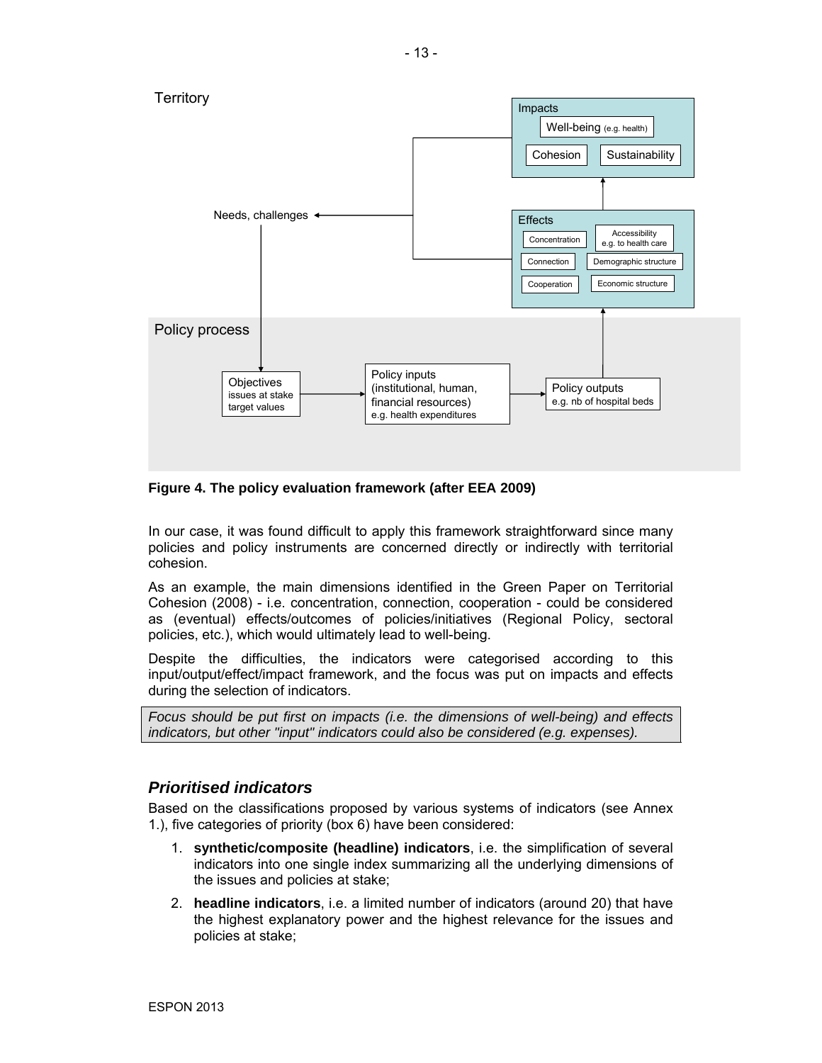Territory

Impacts: Well-being (e.g. health), Cohesion, Sustainability

Effects: Concentration, Accessibility e.g. to health care, Connection, Demographic structure, Cooperation, Economic structure

Needs, challenges

Policy process

Objectives issues at stake target values → Policy inputs (institutional, human, financial resources) e.g. health expenditures → Policy outputs e.g. nb of hospital beds

**Figure 4. The policy evaluation framework (after EEA 2009)**

In our case, it was found difficult to apply this framework straightforward since many policies and policy instruments are concerned directly or indirectly with territorial cohesion.

As an example, the main dimensions identified in the Green Paper on Territorial Cohesion (2008) - i.e. concentration, connection, cooperation - could be considered as (eventual) effects/outcomes of policies/initiatives (Regional Policy, sectoral policies, etc.), which would ultimately lead to well-being.

Despite the difficulties, the indicators were categorised according to this input/output/effect/impact framework, and the focus was put on impacts and effects during the selection of indicators.

*Focus should be put first on impacts (i.e. the dimensions of well-being) and effects indicators, but other "input" indicators could also be considered (e.g. expenses).*

## *Prioritised indicators*

Based on the classifications proposed by various systems of indicators (see Annex 1.), five categories of priority (box 6) have been considered:

1. **synthetic/composite (headline) indicators**, i.e. the simplification of several indicators into one single index summarizing all the underlying dimensions of the issues and policies at stake;
2. **headline indicators**, i.e. a limited number of indicators (around 20) that have the highest explanatory power and the highest relevance for the issues and policies at stake;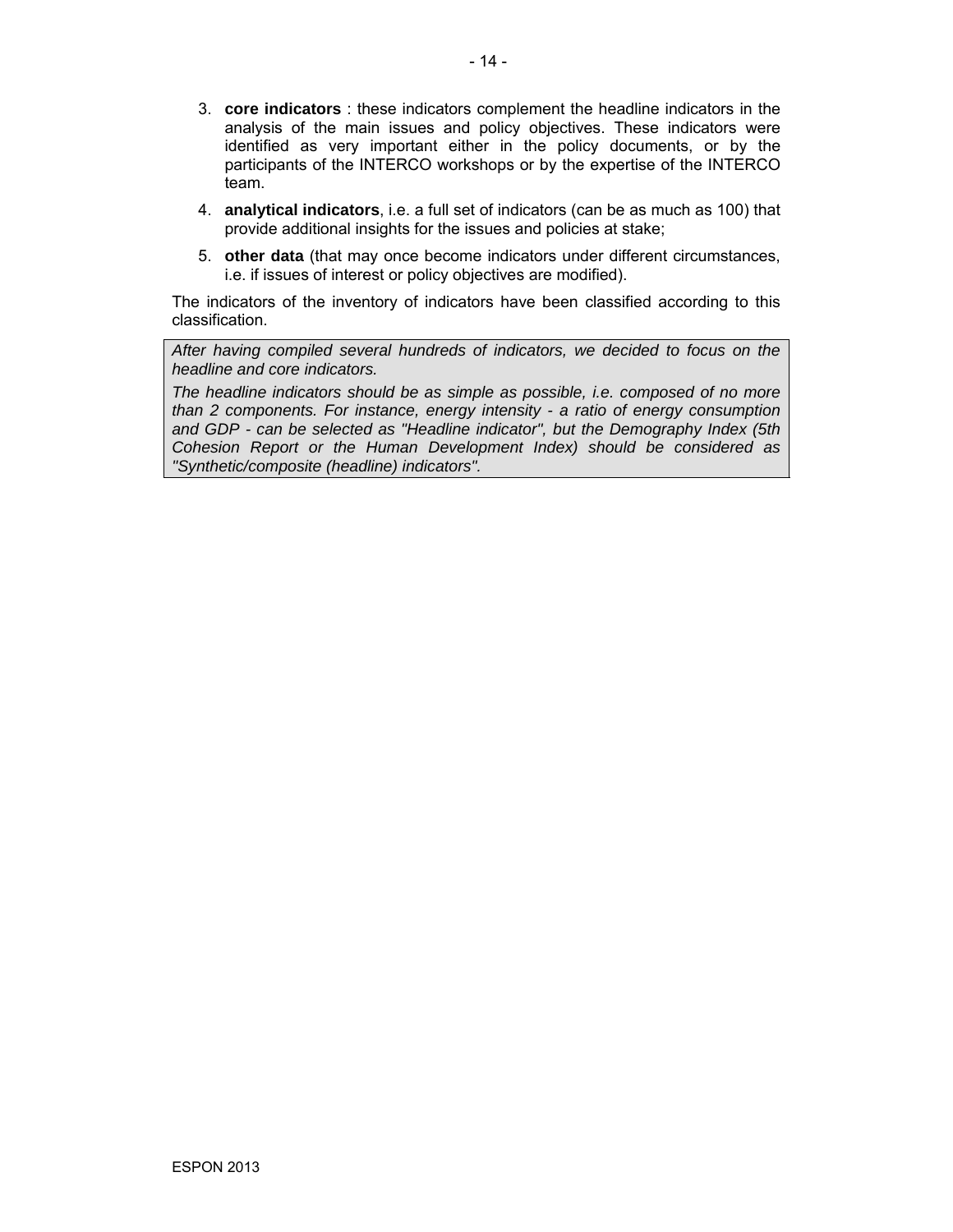3. **core indicators** : these indicators complement the headline indicators in the analysis of the main issues and policy objectives. These indicators were identified as very important either in the policy documents, or by the participants of the INTERCO workshops or by the expertise of the INTERCO team.

4. **analytical indicators**, i.e. a full set of indicators (can be as much as 100) that provide additional insights for the issues and policies at stake;

5. **other data** (that may once become indicators under different circumstances, i.e. if issues of interest or policy objectives are modified).

The indicators of the inventory of indicators have been classified according to this classification.

*After having compiled several hundreds of indicators, we decided to focus on the headline and core indicators.*

*The headline indicators should be as simple as possible, i.e. composed of no more than 2 components. For instance, energy intensity - a ratio of energy consumption and GDP - can be selected as "Headline indicator", but the Demography Index (5th Cohesion Report or the Human Development Index) should be considered as "Synthetic/composite (headline) indicators".*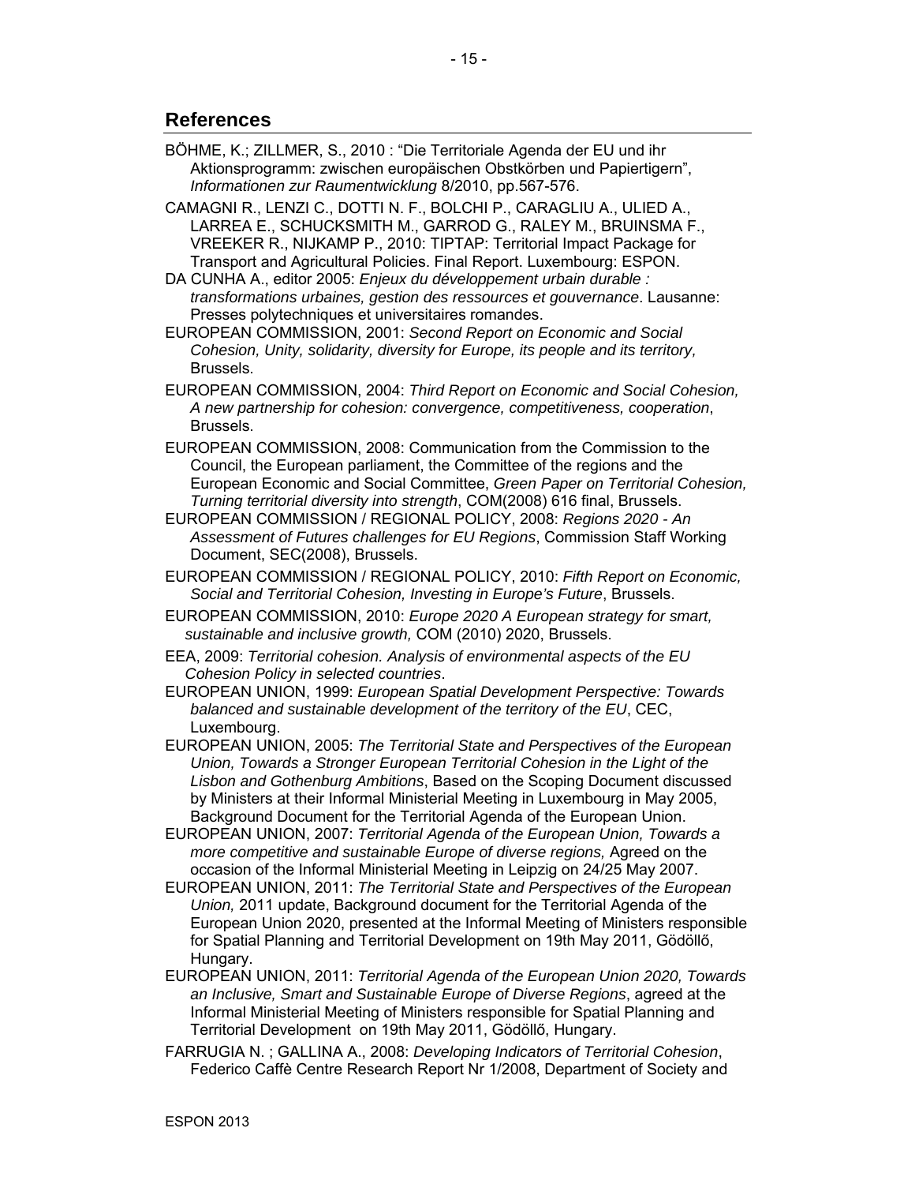## References

BÖHME, K.; ZILLMER, S., 2010 : “Die Territoriale Agenda der EU und ihr Aktionsprogramm: zwischen europäischen Obstkörben und Papiertigern”, *Informationen zur Raumentwicklung* 8/2010, pp.567-576.

CAMAGNI R., LENZI C., DOTTI N. F., BOLCHI P., CARAGLIU A., ULIED A., LARREA E., SCHUCKSMITH M., GARROD G., RALEY M., BRUINSMA F., VREEKER R., NIJKAMP P., 2010: TIPTAP: Territorial Impact Package for Transport and Agricultural Policies. Final Report. Luxembourg: ESPON.

DA CUNHA A., editor 2005: *Enjeux du développement urbain durable : transformations urbaines, gestion des ressources et gouvernance*. Lausanne: Presses polytechniques et universitaires romandes.

EUROPEAN COMMISSION, 2001: *Second Report on Economic and Social Cohesion, Unity, solidarity, diversity for Europe, its people and its territory,* Brussels.

EUROPEAN COMMISSION, 2004: *Third Report on Economic and Social Cohesion, A new partnership for cohesion: convergence, competitiveness, cooperation*, Brussels.

EUROPEAN COMMISSION, 2008: Communication from the Commission to the Council, the European parliament, the Committee of the regions and the European Economic and Social Committee, *Green Paper on Territorial Cohesion, Turning territorial diversity into strength*, COM(2008) 616 final, Brussels.

EUROPEAN COMMISSION / REGIONAL POLICY, 2008: *Regions 2020 - An Assessment of Futures challenges for EU Regions*, Commission Staff Working Document, SEC(2008), Brussels.

EUROPEAN COMMISSION / REGIONAL POLICY, 2010: *Fifth Report on Economic, Social and Territorial Cohesion, Investing in Europe's Future*, Brussels.

EUROPEAN COMMISSION, 2010: *Europe 2020 A European strategy for smart, sustainable and inclusive growth,* COM (2010) 2020, Brussels.

EEA, 2009: *Territorial cohesion. Analysis of environmental aspects of the EU Cohesion Policy in selected countries*.

EUROPEAN UNION, 1999: *European Spatial Development Perspective: Towards balanced and sustainable development of the territory of the EU*, CEC, Luxembourg.

EUROPEAN UNION, 2005: *The Territorial State and Perspectives of the European Union, Towards a Stronger European Territorial Cohesion in the Light of the Lisbon and Gothenburg Ambitions*, Based on the Scoping Document discussed by Ministers at their Informal Ministerial Meeting in Luxembourg in May 2005, Background Document for the Territorial Agenda of the European Union.

EUROPEAN UNION, 2007: *Territorial Agenda of the European Union, Towards a more competitive and sustainable Europe of diverse regions,* Agreed on the occasion of the Informal Ministerial Meeting in Leipzig on 24/25 May 2007.

EUROPEAN UNION, 2011: *The Territorial State and Perspectives of the European Union,* 2011 update, Background document for the Territorial Agenda of the European Union 2020, presented at the Informal Meeting of Ministers responsible for Spatial Planning and Territorial Development on 19th May 2011, Gödöllő, Hungary.

EUROPEAN UNION, 2011: *Territorial Agenda of the European Union 2020, Towards an Inclusive, Smart and Sustainable Europe of Diverse Regions*, agreed at the Informal Ministerial Meeting of Ministers responsible for Spatial Planning and Territorial Development on 19th May 2011, Gödöllő, Hungary.

FARRUGIA N. ; GALLINA A., 2008: *Developing Indicators of Territorial Cohesion*, Federico Caffè Centre Research Report Nr 1/2008, Department of Society and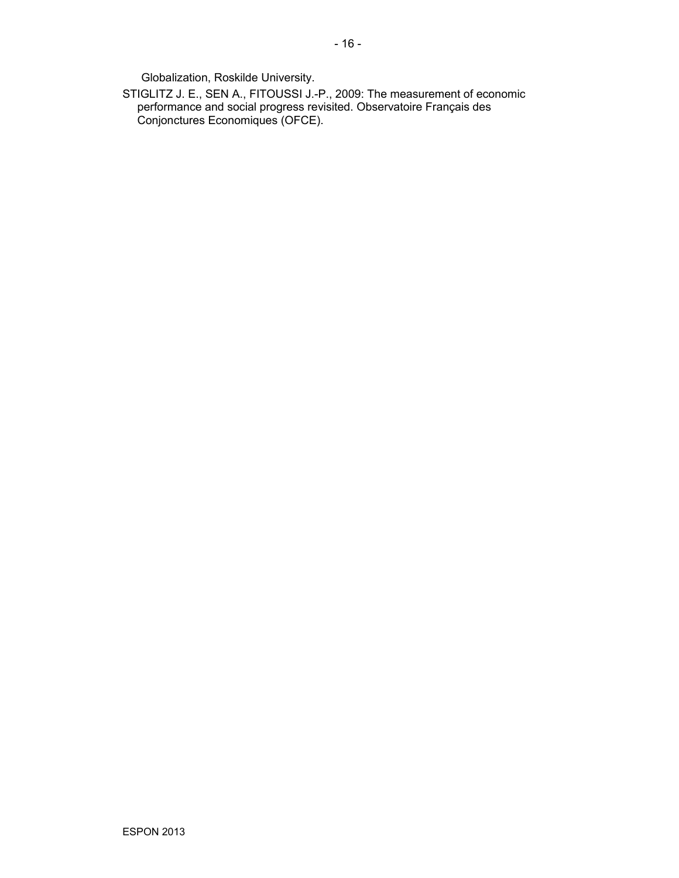Globalization, Roskilde University.

STIGLITZ J. E., SEN A., FITOUSSI J.-P., 2009: The measurement of economic performance and social progress revisited. Observatoire Français des Conjonctures Economiques (OFCE).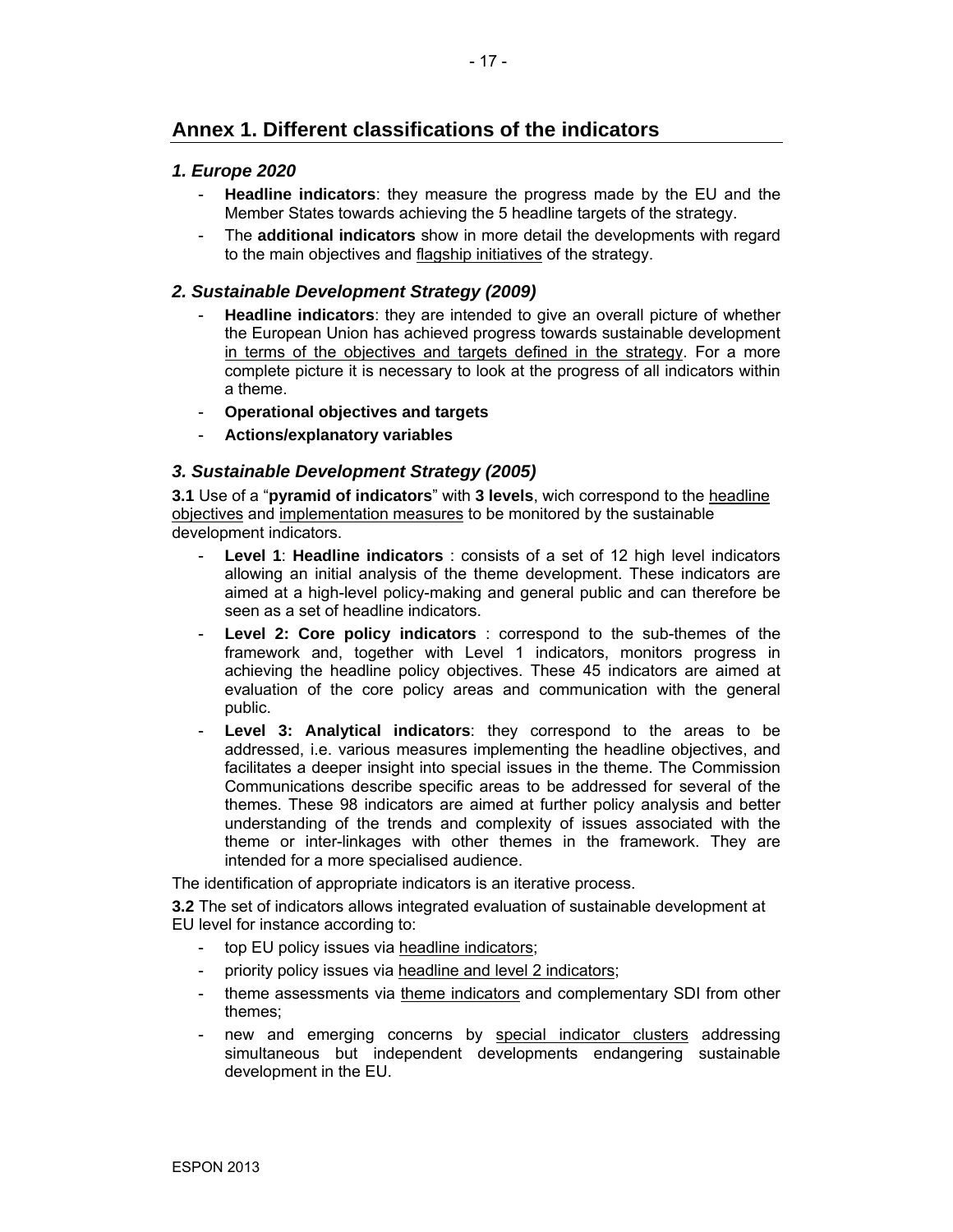## Annex 1. Different classifications of the indicators

### *1. Europe 2020*

- **Headline indicators**: they measure the progress made by the EU and the Member States towards achieving the 5 headline targets of the strategy.
- The **additional indicators** show in more detail the developments with regard to the main objectives and flagship initiatives of the strategy.

### *2. Sustainable Development Strategy (2009)*

- **Headline indicators**: they are intended to give an overall picture of whether the European Union has achieved progress towards sustainable development in terms of the objectives and targets defined in the strategy. For a more complete picture it is necessary to look at the progress of all indicators within a theme.
- **Operational objectives and targets**
- **Actions/explanatory variables**

### *3. Sustainable Development Strategy (2005)*

**3.1** Use of a "**pyramid of indicators**" with **3 levels**, wich correspond to the headline objectives and implementation measures to be monitored by the sustainable development indicators.

- **Level 1**: **Headline indicators** : consists of a set of 12 high level indicators allowing an initial analysis of the theme development. These indicators are aimed at a high-level policy-making and general public and can therefore be seen as a set of headline indicators.
- **Level 2: Core policy indicators** : correspond to the sub-themes of the framework and, together with Level 1 indicators, monitors progress in achieving the headline policy objectives. These 45 indicators are aimed at evaluation of the core policy areas and communication with the general public.
- **Level 3: Analytical indicators**: they correspond to the areas to be addressed, i.e. various measures implementing the headline objectives, and facilitates a deeper insight into special issues in the theme. The Commission Communications describe specific areas to be addressed for several of the themes. These 98 indicators are aimed at further policy analysis and better understanding of the trends and complexity of issues associated with the theme or inter-linkages with other themes in the framework. They are intended for a more specialised audience.

The identification of appropriate indicators is an iterative process.

**3.2** The set of indicators allows integrated evaluation of sustainable development at EU level for instance according to:

- top EU policy issues via headline indicators;
- priority policy issues via headline and level 2 indicators;
- theme assessments via theme indicators and complementary SDI from other themes;
- new and emerging concerns by special indicator clusters addressing simultaneous but independent developments endangering sustainable development in the EU.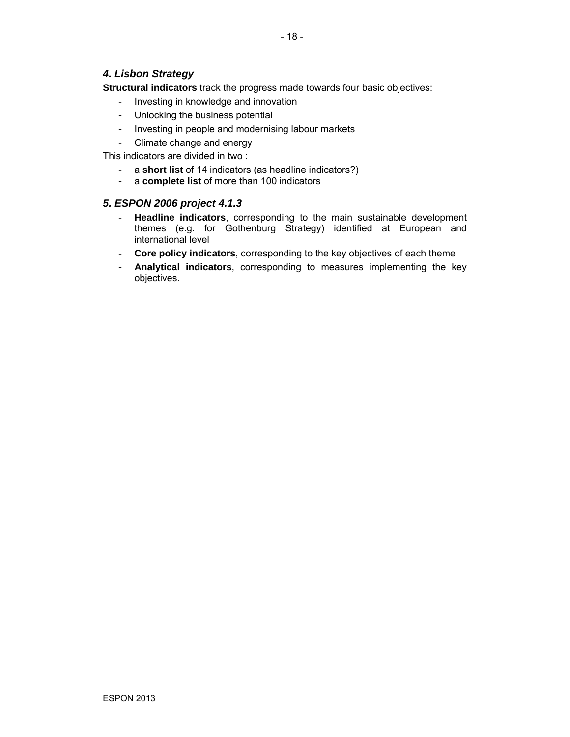### *4. Lisbon Strategy*

**Structural indicators** track the progress made towards four basic objectives:

- Investing in knowledge and innovation
- Unlocking the business potential
- Investing in people and modernising labour markets
- Climate change and energy

This indicators are divided in two :

- a **short list** of 14 indicators (as headline indicators?)
- a **complete list** of more than 100 indicators

### *5. ESPON 2006 project 4.1.3*

- **Headline indicators**, corresponding to the main sustainable development themes (e.g. for Gothenburg Strategy) identified at European and international level
- **Core policy indicators**, corresponding to the key objectives of each theme
- **Analytical indicators**, corresponding to measures implementing the key objectives.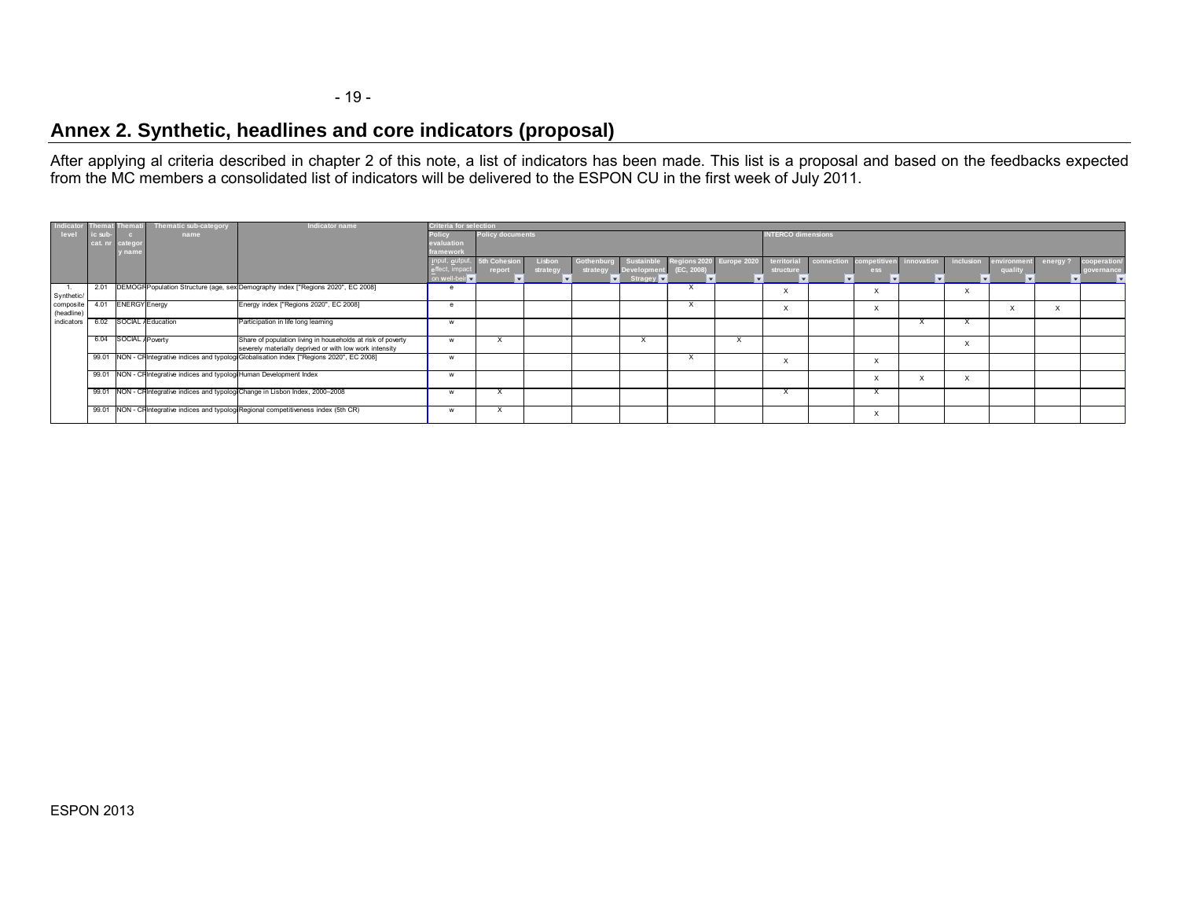## Annex 2. Synthetic, headlines and core indicators (proposal)

After applying al criteria described in chapter 2 of this note, a list of indicators has been made. This list is a proposal and based on the feedbacks expected from the MC members a consolidated list of indicators will be delivered to the ESPON CU in the first week of July 2011.

| Indicator level | Thematic sub-cat. nr | Thematic category name | Thematic sub-category name | Indicator name | Criteria for selection | | | | | | | | | | | | | | |
|---|---|---|---|---|---|---|---|---|---|---|---|---|---|---|---|---|---|---|---|
| | | | | | Policy evaluation framework | Policy documents | | | | | | INTERCO dimensions | | | | | | | |
| | | | | | input, output, effect, impact on well-bein | 5th Cohesion report | Lisbon strategy | Gothenburg strategy | Sustainble Development Stragey | Regions 2020 (EC, 2008) | Europe 2020 | territorial structure | connection | competitiveness | innovation | inclusion | environment quality | energy ? | cooperation/ governance |
| 1. Synthetic/ composite (headline) indicators | 2.01 | DEMOGR | Population Structure (age, sex | Demography index ["Regions 2020", EC 2008] | e | | | | | X | | X | | X | | X | | | |
| | 4.01 | ENERGY | Energy | Energy index ["Regions 2020", EC 2008] | e | | | | | X | | X | | X | | | X | X | |
| | 6.02 | SOCIAL / | Education | Participation in life long learning | w | | | | | | | | | | X | X | | | |
| | 6.04 | SOCIAL / | Poverty | Share of population living in households at risk of poverty severely materially deprived or with low work intensity | w | X | | | X | | X | | | | | X | | | |
| | 99.01 | NON - CR | Integrative indices and typologi | Globalisation index ["Regions 2020", EC 2008] | w | | | | | X | | X | | X | | | | | |
| | 99.01 | NON - CR | Integrative indices and typologi | Human Development Index | w | | | | | | | | | X | X | X | | | |
| | 99.01 | NON - CR | Integrative indices and typologi | Change in Lisbon Index, 2000–2008 | w | X | | | | | | X | | X | | | | | |
| | 99.01 | NON - CR | Integrative indices and typologi | Regional competitiveness index (5th CR) | w | X | | | | | | | | X | | | | | |

ESPON 2013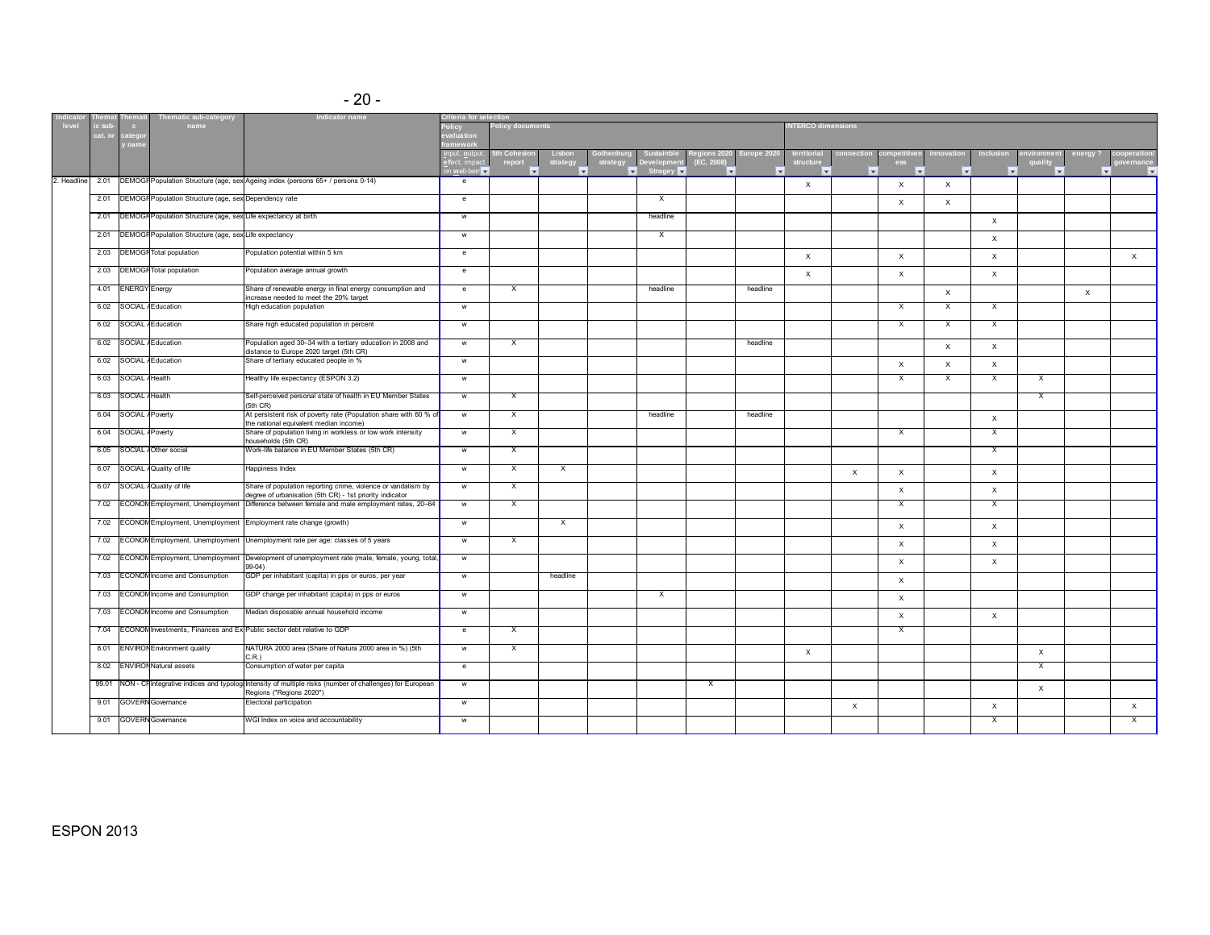| Indicator level | Thematic sub-cat. nr | Thematic category name | Thematic sub-category name | Indicator name | Criteria for selection | | | | | | | | | | | | | | | |
|---|---|---|---|---|---|---|---|---|---|---|---|---|---|---|---|---|---|---|---|---|
| | | | | | Policy evaluation framework | Policy documents | | | | | | INTERCO dimensions | | | | | | | | |
| | | | | | input, output, effect, impact on well-being | 5th Cohesion report | Lisbon strategy | Gothenburg strategy | Sustainble Development Stragey | Regions 2020 (EC, 2008) | Europe 2020 | territorial structure | connection | competitiveness | innovation | inclusion | environment quality | energy ? | cooperation/ governance |
| 2. Headline | 2.01 | DEMOGR | Population Structure (age, sex | Ageing index (persons 65+ / persons 0-14) | e | | | | | | | X | | X | X | | | | |
| | 2.01 | DEMOGR | Population Structure (age, sex | Dependency rate | e | | | | X | | | | | X | X | | | | |
| | 2.01 | DEMOGR | Population Structure (age, sex | Life expectancy at birth | w | | | | headline | | | | | | | X | | | |
| | 2.01 | DEMOGR | Population Structure (age, sex | Life expectancy | w | | | | X | | | | | | | X | | | |
| | 2.03 | DEMOGR | Total population | Population potential within 5 km | e | | | | | | | X | | X | | X | | | X |
| | 2.03 | DEMOGR | Total population | Population average annual growth | e | | | | | | | X | | X | | X | | | |
| | 4.01 | ENERGY | Energy | Share of renewable energy in final energy consumption and increase needed to meet the 20% target | e | X | | | headline | | headline | | | | X | | | X | |
| | 6.02 | SOCIAL / | Education | High education population | w | | | | | | | | | X | X | X | | | |
| | 6.02 | SOCIAL / | Education | Share high educated population in percent | w | | | | | | | | | X | X | X | | | |
| | 6.02 | SOCIAL / | Education | Population aged 30–34 with a tertiary education in 2008 and distance to Europe 2020 target (5th CR) | w | X | | | | | headline | | | | X | X | | | |
| | 6.02 | SOCIAL / | Education | Share of tertiary educated people in % | w | | | | | | | | | X | X | X | | | |
| | 6.03 | SOCIAL / | Health | Healthy life expectancy (ESPON 3.2) | w | | | | | | | | | X | X | X | X | | |
| | 6.03 | SOCIAL / | Health | Self-perceived personal state of health in EU Member States (5th CR) | w | X | | | | | | | | | | | X | | |
| | 6.04 | SOCIAL / | Poverty | At persistent risk of poverty rate (Population share with 60 % of the national equivalent median income) | w | X | | | headline | | headline | | | | | X | | | |
| | 6.04 | SOCIAL / | Poverty | Share of population living in workless or low work intensity households (5th CR) | w | X | | | | | | | | X | | X | | | |
| | 6.05 | SOCIAL / | Other social | Work-life balance in EU Member States (5th CR) | w | X | | | | | | | | | | X | | | |
| | 6.07 | SOCIAL / | Quality of life | Happiness Index | w | X | X | | | | | | X | X | | X | | | |
| | 6.07 | SOCIAL / | Quality of life | Share of population reporting crime, violence or vandalism by degree of urbanisation (5th CR) - 1st priority indicator | w | X | | | | | | | | X | | X | | | |
| | 7.02 | ECONOM | Employment, Unemployment | Difference between female and male employment rates, 20–64 | w | X | | | | | | | | X | | X | | | |
| | 7.02 | ECONOM | Employment, Unemployment | Employment rate change (growth) | w | | X | | | | | | | X | | X | | | |
| | 7.02 | ECONOM | Employment, Unemployment | Unemployment rate per age: classes of 5 years | w | X | | | | | | | | X | | X | | | |
| | 7.02 | ECONOM | Employment, Unemployment | Development of unemployment rate (male, female, young, total, 99-04) | w | | | | | | | | | X | | X | | | |
| | 7.03 | ECONOM | Income and Consumption | GDP per inhabitant (capita) in pps or euros, per year | w | | headline | | | | | | | X | | | | | |
| | 7.03 | ECONOM | Income and Consumption | GDP change per inhabitant (capita) in pps or euros | w | | | | X | | | | | X | | | | | |
| | 7.03 | ECONOM | Income and Consumption | Median disposable annual household income | w | | | | | | | | | X | | X | | | |
| | 7.04 | ECONOM | Investments, Finances and Ex | Public sector debt relative to GDP | e | X | | | | | | | | X | | | | | |
| | 8.01 | ENVIRON | Environment quality | NATURA 2000 area (Share of Natura 2000 area in %) (5th C.R.) | w | X | | | | | | X | | | | | X | | |
| | 8.02 | ENVIRON | Natural assets | Consumption of water per capita | e | | | | | | | | | | | | X | | |
| | 99.01 | NON - CR | Integrative indices and typolog | Intensity of multiple risks (number of challenges) for European Regions ("Regions 2020") | w | | | | | X | | | | | | | X | | |
| | 9.01 | GOVERN | Governance | Electoral participation | w | | | | | | | | X | | | X | | | X |
| | 9.01 | GOVERN | Governance | WGI Index on voice and accountability | w | | | | | | | | | | | X | | | X |

ESPON 2013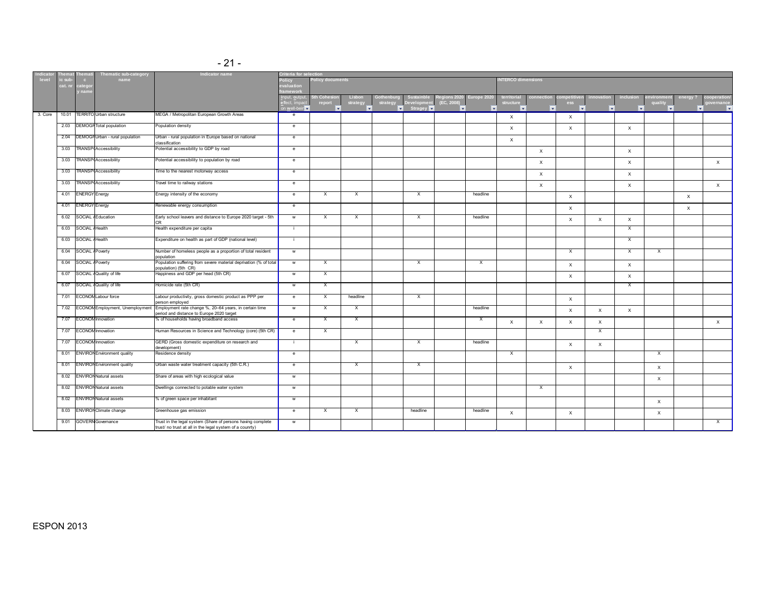| Indicator level | Thematic sub-cat. nr | Thematic category name | Thematic sub-category name | Indicator name | Criteria for selection | | | | | | | | | | | | | | |
|---|---|---|---|---|---|---|---|---|---|---|---|---|---|---|---|---|---|---|---|
| | | | | | Policy evaluation framework | Policy documents | | | | | | INTERCO dimensions | | | | | | | |
| | | | | | input, output, effect, impact on well-being | 5th Cohesion report | Lisbon strategy | Gothenburg strategy | Sustainble Development Stragey | Regions 2020 (EC, 2008) | Europe 2020 | territorial structure | connection | competitiveness | innovation | inclusion | environment quality | energy ? | cooperation/ governance |
| 3. Core | 10.01 | TERRITO | Urban structure | MEGA / Metropolitan European Growth Areas | e | | | | | | | X | | X | | | | | |
| | 2.03 | DEMOGR | Total population | Population density | e | | | | | | | X | | X | | X | | | |
| | 2.04 | DEMOGR | Urban - rural population | Urban - rural population in Europe based on national classification | e | | | | | | | X | | | | | | | |
| | 3.03 | TRANSP | Accessibility | Potential accessibility to GDP by road | e | | | | | | | | X | | | X | | | |
| | 3.03 | TRANSP | Accessibility | Potential accessibility to population by road | e | | | | | | | | X | | | X | | | X |
| | 3.03 | TRANSP | Accessibility | Time to the nearest motorway access | e | | | | | | | | X | | | X | | | |
| | 3.03 | TRANSP | Accessibility | Travel time to railway stations | e | | | | | | | | X | | | X | | | X |
| | 4.01 | ENERGY | Energy | Energy intensity of the economy | e | X | X | | X | | headline | | | X | | | | X | |
| | 4.01 | ENERGY | Energy | Renewable energy consumption | e | | | | | | | | | X | | | | X | |
| | 6.02 | SOCIAL / | Education | Early school leavers and distance to Europe 2020 target - 5th CR | w | X | X | | X | | headline | | | X | X | X | | | |
| | 6.03 | SOCIAL / | Health | Health expenditure per capita | i | | | | | | | | | | | X | | | |
| | 6.03 | SOCIAL / | Health | Expenditure on health as part of GDP (national level) | i | | | | | | | | | | | X | | | |
| | 6.04 | SOCIAL / | Poverty | Number of homeless people as a proportion of total resident population | w | | | | | | | | | X | | X | X | | |
| | 6.04 | SOCIAL / | Poverty | Population suffering from severe material deprivation (% of total population) (5th CR) | w | X | | | X | | X | | | X | | X | | | |
| | 6.07 | SOCIAL / | Quality of life | Happiness and GDP per head (5th CR) | w | X | | | | | | | | X | | X | | | |
| | 6.07 | SOCIAL / | Quality of life | Homicide rate (5th CR) | w | X | | | | | | | | | | X | | | |
| | 7.01 | ECONOM | Labour force | Labour productivity, gross domestic product as PPP per person employed | e | X | headline | | X | | | | | X | | | | | |
| | 7.02 | ECONOM | Employment, Unemployment | Employment rate change %, 20–64 years, in certain time period and distance to Europe 2020 target | w | X | X | | | | headline | | | X | X | X | | | |
| | 7.07 | ECONOM | Innovation | % of households having broadband access | e | X | X | | | | X | X | X | X | X | | | | X |
| | 7.07 | ECONOM | Innovation | Human Resources in Science and Technology (core) (5th CR) | e | X | | | | | | | | | X | | | | |
| | 7.07 | ECONOM | Innovation | GERD (Gross domestic expenditure on research and development) | i | | X | | X | | headline | | | X | X | | | | |
| | 8.01 | ENVIRON | Environment quality | Residence density | e | | | | | | | X | | | | | X | | |
| | 8.01 | ENVIRON | Environment quality | Urban waste water treatment capacity (5th C.R.) | e | | X | | X | | | | | X | | | X | | |
| | 8.02 | ENVIRON | Natural assets | Share of areas with high ecological value | w | | | | | | | | | | | | X | | |
| | 8.02 | ENVIRON | Natural assets | Dwellings connected to potable water system | w | | | | | | | | X | | | | | | |
| | 8.02 | ENVIRON | Natural assets | % of green space per inhabitant | w | | | | | | | | | | | | X | | |
| | 8.03 | ENVIRON | Climate change | Greenhouse gas emission | e | X | X | | headline | | headline | X | | X | | | X | | |
| | 9.01 | GOVERN | Governance | Trust in the legal system (Share of persons having complete trust/ no trust at all in the legal system of a counrty) | w | | | | | | | | | | | | | | X |

ESPON 2013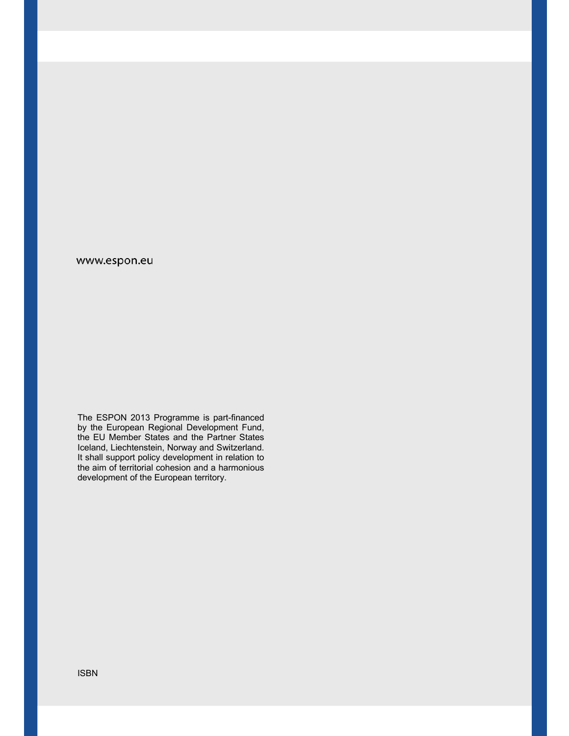www.espon.eu

The ESPON 2013 Programme is part-financed by the European Regional Development Fund, the EU Member States and the Partner States Iceland, Liechtenstein, Norway and Switzerland. It shall support policy development in relation to the aim of territorial cohesion and a harmonious development of the European territory.

ISBN